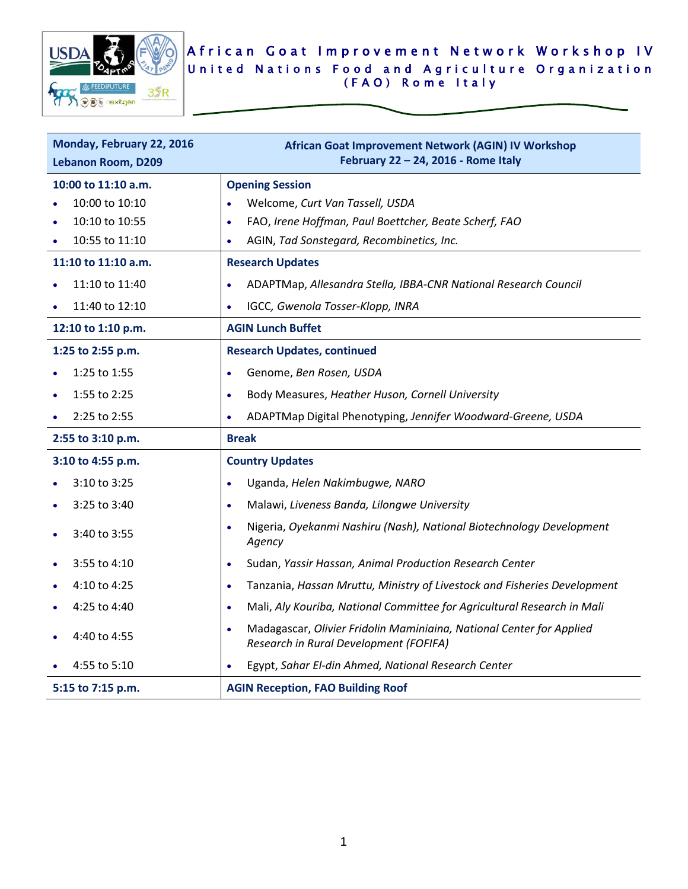# African Goat Improvement Network Workshop IV

## United Nations Food and Agriculture Organization (FAO) Rome Italy

| Monday, February 22, 2016<br>Lebanon Room, D209 | African Goat Improvement Network (AGIN) IV Workshop<br>February 22 – 24, 2016 - Rome Italy |
|---|---|
| **10:00 to 11:10 a.m.** | **Opening Session** |
| • 10:00 to 10:10 | • Welcome, *Curt Van Tassell, USDA* |
| • 10:10 to 10:55 | • FAO, *Irene Hoffman, Paul Boettcher, Beate Scherf, FAO* |
| • 10:55 to 11:10 | • AGIN, *Tad Sonstegard, Recombinetics, Inc.* |
| **11:10 to 11:10 a.m.** | **Research Updates** |
| • 11:10 to 11:40 | • ADAPTMap, *Allesandra Stella, IBBA-CNR National Research Council* |
| • 11:40 to 12:10 | • IGCC*, Gwenola Tosser-Klopp, INRA* |
| **12:10 to 1:10 p.m.** | **AGIN Lunch Buffet** |
| **1:25 to 2:55 p.m.** | **Research Updates, continued** |
| • 1:25 to 1:55 | • Genome, *Ben Rosen, USDA* |
| • 1:55 to 2:25 | • Body Measures, *Heather Huson, Cornell University* |
| • 2:25 to 2:55 | • ADAPTMap Digital Phenotyping, *Jennifer Woodward-Greene, USDA* |
| **2:55 to 3:10 p.m.** | **Break** |
| **3:10 to 4:55 p.m.** | **Country Updates** |
| • 3:10 to 3:25 | • Uganda, *Helen Nakimbugwe, NARO* |
| • 3:25 to 3:40 | • Malawi, *Liveness Banda, Lilongwe University* |
| • 3:40 to 3:55 | • Nigeria, *Oyekanmi Nashiru (Nash), National Biotechnology Development Agency* |
| • 3:55 to 4:10 | • Sudan, *Yassir Hassan, Animal Production Research Center* |
| • 4:10 to 4:25 | • Tanzania, *Hassan Mruttu, Ministry of Livestock and Fisheries Development* |
| • 4:25 to 4:40 | • Mali, *Aly Kouriba, National Committee for Agricultural Research in Mali* |
| • 4:40 to 4:55 | • Madagascar, *Olivier Fridolin Maminiaina, National Center for Applied Research in Rural Development (FOFIFA)* |
| • 4:55 to 5:10 | • Egypt, *Sahar El-din Ahmed, National Research Center* |
| **5:15 to 7:15 p.m.** | **AGIN Reception, FAO Building Roof** |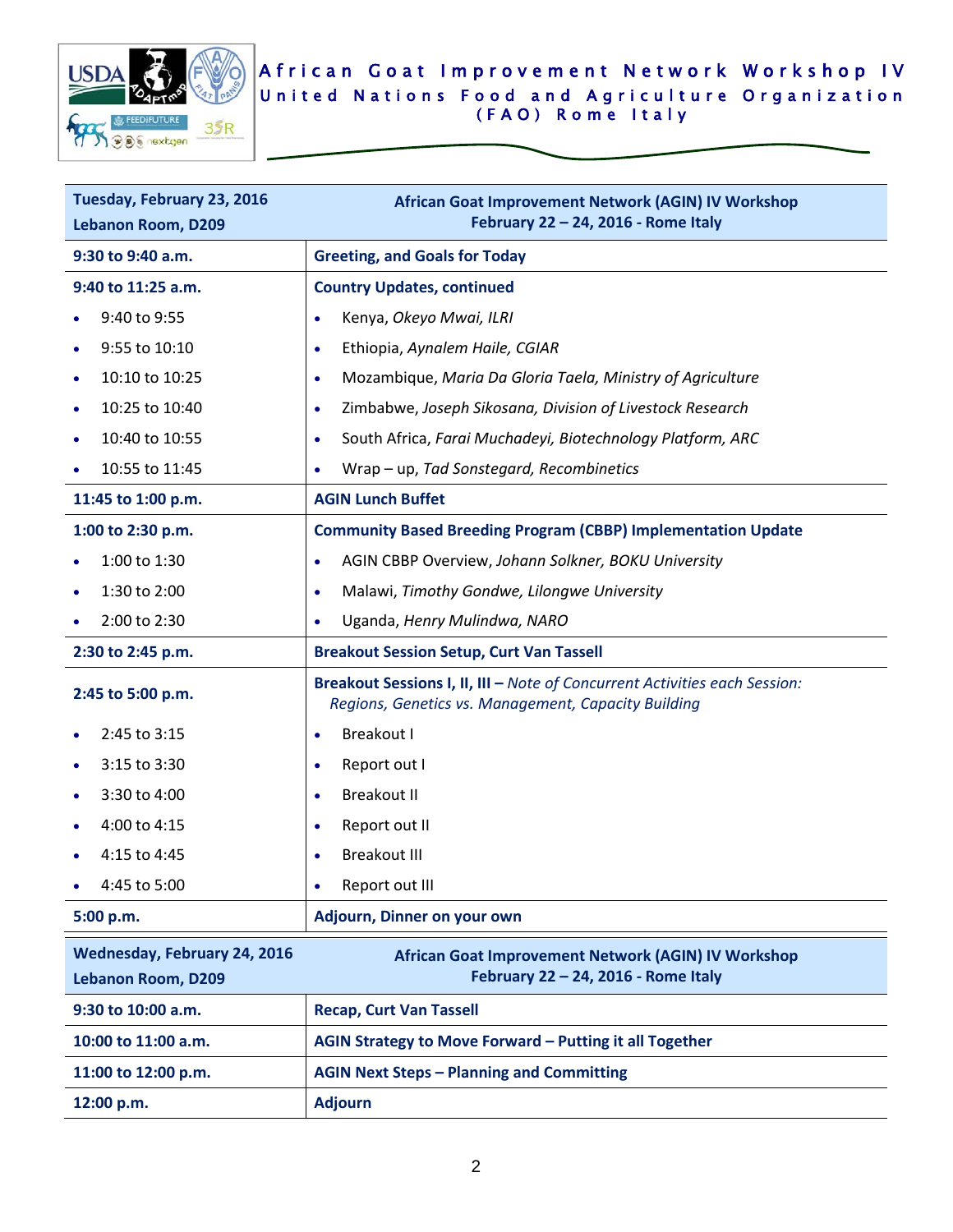African Goat Improvement Network Workshop IV
United Nations Food and Agriculture Organization (FAO) Rome Italy

| **Tuesday, February 23, 2016**<br>**Lebanon Room, D209** | **African Goat Improvement Network (AGIN) IV Workshop**<br>**February 22 – 24, 2016 - Rome Italy** |
|---|---|
| **9:30 to 9:40 a.m.** | **Greeting, and Goals for Today** |
| **9:40 to 11:25 a.m.** | **Country Updates, continued** |
| • 9:40 to 9:55 | • Kenya, *Okeyo Mwai, ILRI* |
| • 9:55 to 10:10 | • Ethiopia, *Aynalem Haile, CGIAR* |
| • 10:10 to 10:25 | • Mozambique, *Maria Da Gloria Taela, Ministry of Agriculture* |
| • 10:25 to 10:40 | • Zimbabwe, *Joseph Sikosana, Division of Livestock Research* |
| • 10:40 to 10:55 | • South Africa, *Farai Muchadeyi, Biotechnology Platform, ARC* |
| • 10:55 to 11:45 | • Wrap – up, *Tad Sonstegard, Recombinetics* |
| **11:45 to 1:00 p.m.** | **AGIN Lunch Buffet** |
| **1:00 to 2:30 p.m.** | **Community Based Breeding Program (CBBP) Implementation Update** |
| • 1:00 to 1:30 | • AGIN CBBP Overview, *Johann Solkner, BOKU University* |
| • 1:30 to 2:00 | • Malawi, *Timothy Gondwe, Lilongwe University* |
| • 2:00 to 2:30 | • Uganda, *Henry Mulindwa, NARO* |
| **2:30 to 2:45 p.m.** | **Breakout Session Setup, Curt Van Tassell** |
| **2:45 to 5:00 p.m.** | **Breakout Sessions I, II, III –** *Note of Concurrent Activities each Session: Regions, Genetics vs. Management, Capacity Building* |
| • 2:45 to 3:15 | • Breakout I |
| • 3:15 to 3:30 | • Report out I |
| • 3:30 to 4:00 | • Breakout II |
| • 4:00 to 4:15 | • Report out II |
| • 4:15 to 4:45 | • Breakout III |
| • 4:45 to 5:00 | • Report out III |
| **5:00 p.m.** | **Adjourn, Dinner on your own** |

| **Wednesday, February 24, 2016**<br>**Lebanon Room, D209** | **African Goat Improvement Network (AGIN) IV Workshop**<br>**February 22 – 24, 2016 - Rome Italy** |
|---|---|
| **9:30 to 10:00 a.m.** | **Recap, Curt Van Tassell** |
| **10:00 to 11:00 a.m.** | **AGIN Strategy to Move Forward – Putting it all Together** |
| **11:00 to 12:00 p.m.** | **AGIN Next Steps – Planning and Committing** |
| **12:00 p.m.** | **Adjourn** |